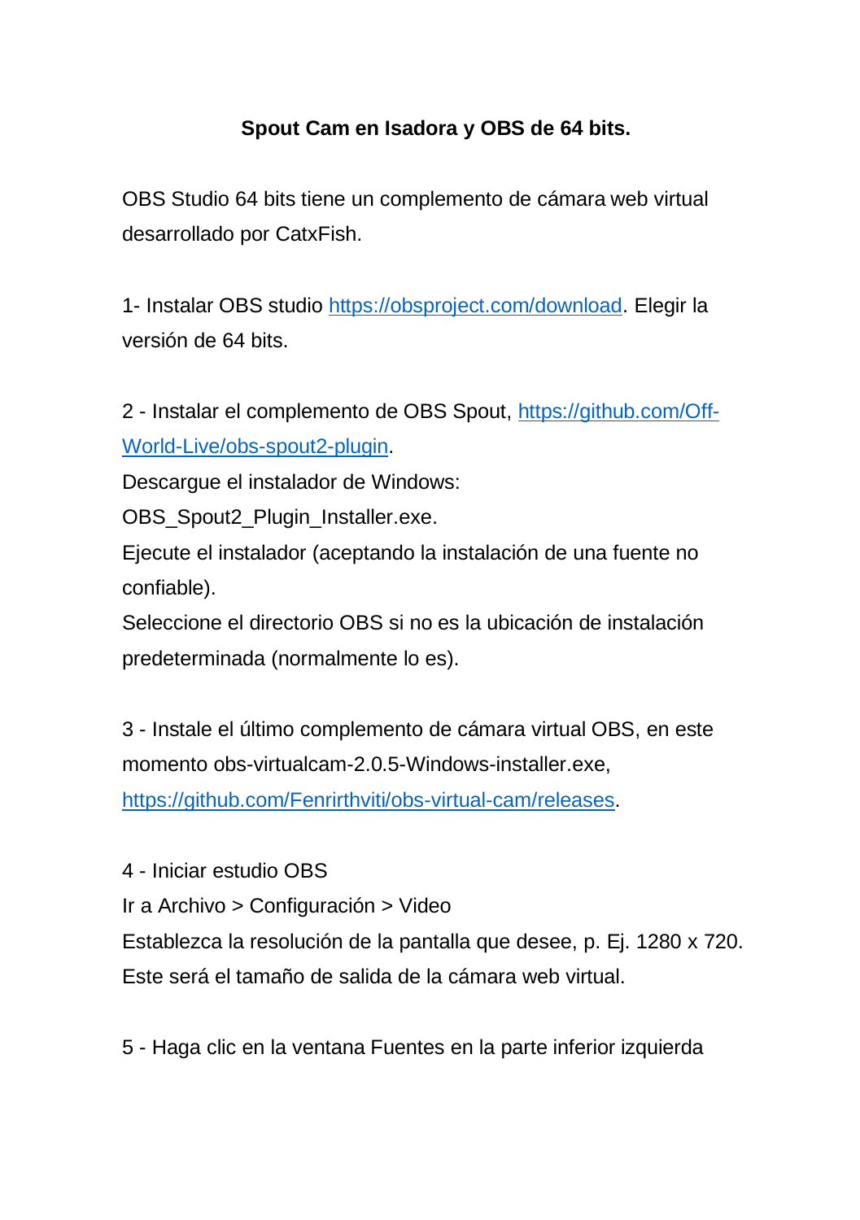**Spout Cam en Isadora y OBS de 64 bits.**

OBS Studio 64 bits tiene un complemento de cámara web virtual desarrollado por CatxFish.

1- Instalar OBS studio https://obsproject.com/download. Elegir la versión de 64 bits.

2 - Instalar el complemento de OBS Spout, https://github.com/Off-World-Live/obs-spout2-plugin.
Descargue el instalador de Windows:
OBS_Spout2_Plugin_Installer.exe.
Ejecute el instalador (aceptando la instalación de una fuente no confiable).
Seleccione el directorio OBS si no es la ubicación de instalación predeterminada (normalmente lo es).

3 - Instale el último complemento de cámara virtual OBS, en este momento obs-virtualcam-2.0.5-Windows-installer.exe, https://github.com/Fenrirthviti/obs-virtual-cam/releases.

4 - Iniciar estudio OBS
Ir a Archivo > Configuración > Video
Establezca la resolución de la pantalla que desee, p. Ej. 1280 x 720.
Este será el tamaño de salida de la cámara web virtual.

5 - Haga clic en la ventana Fuentes en la parte inferior izquierda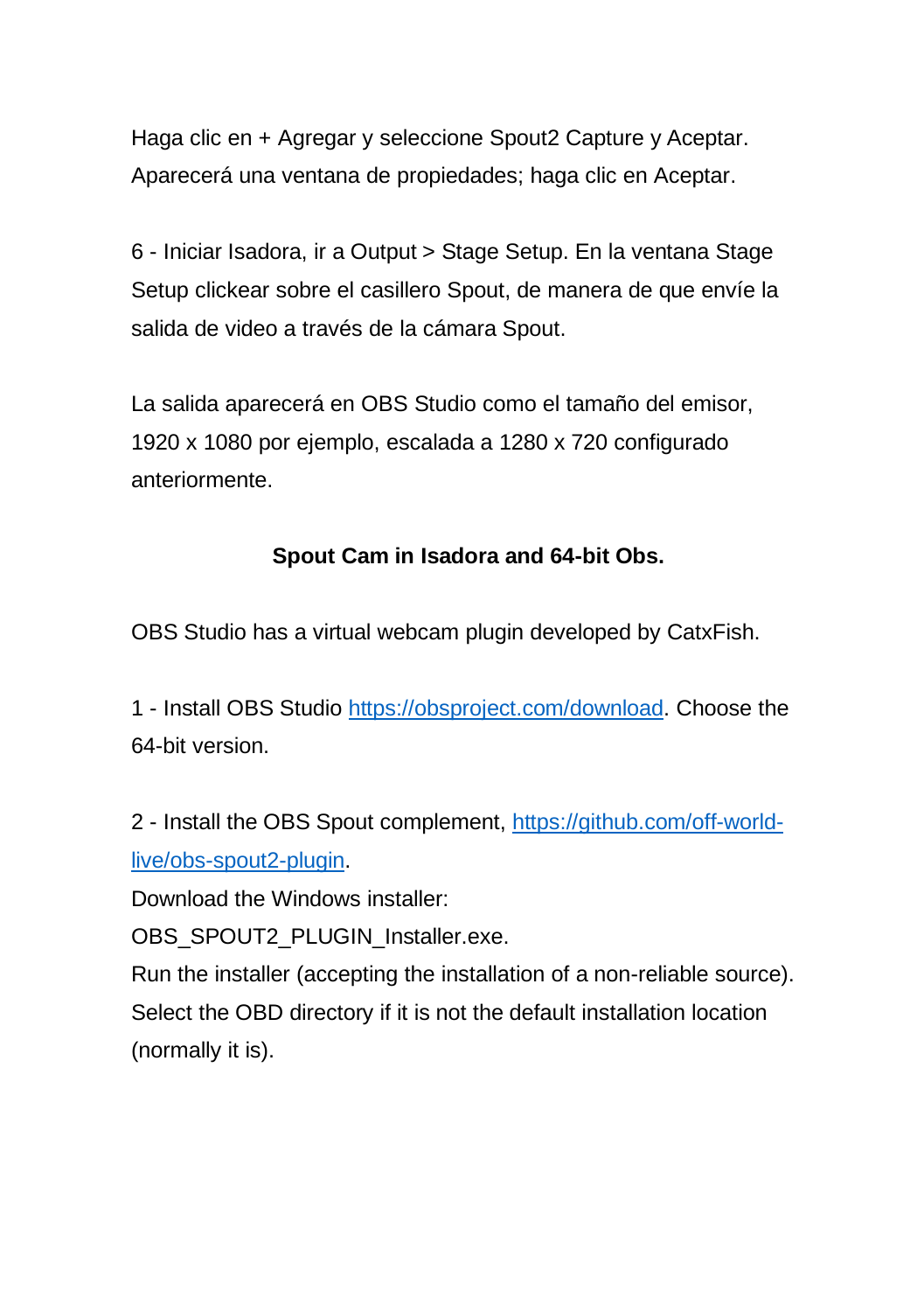Haga clic en + Agregar y seleccione Spout2 Capture y Aceptar. Aparecerá una ventana de propiedades; haga clic en Aceptar.

6 - Iniciar Isadora, ir a Output > Stage Setup. En la ventana Stage Setup clickear sobre el casillero Spout, de manera de que envíe la salida de video a través de la cámara Spout.

La salida aparecerá en OBS Studio como el tamaño del emisor, 1920 x 1080 por ejemplo, escalada a 1280 x 720 configurado anteriormente.

**Spout Cam in Isadora and 64-bit Obs.**

OBS Studio has a virtual webcam plugin developed by CatxFish.

1 - Install OBS Studio [https://obsproject.com/download](https://obsproject.com/download). Choose the 64-bit version.

2 - Install the OBS Spout complement, [https://github.com/off-world-live/obs-spout2-plugin](https://github.com/off-world-live/obs-spout2-plugin).
Download the Windows installer:
OBS_SPOUT2_PLUGIN_Installer.exe.
Run the installer (accepting the installation of a non-reliable source). Select the OBD directory if it is not the default installation location (normally it is).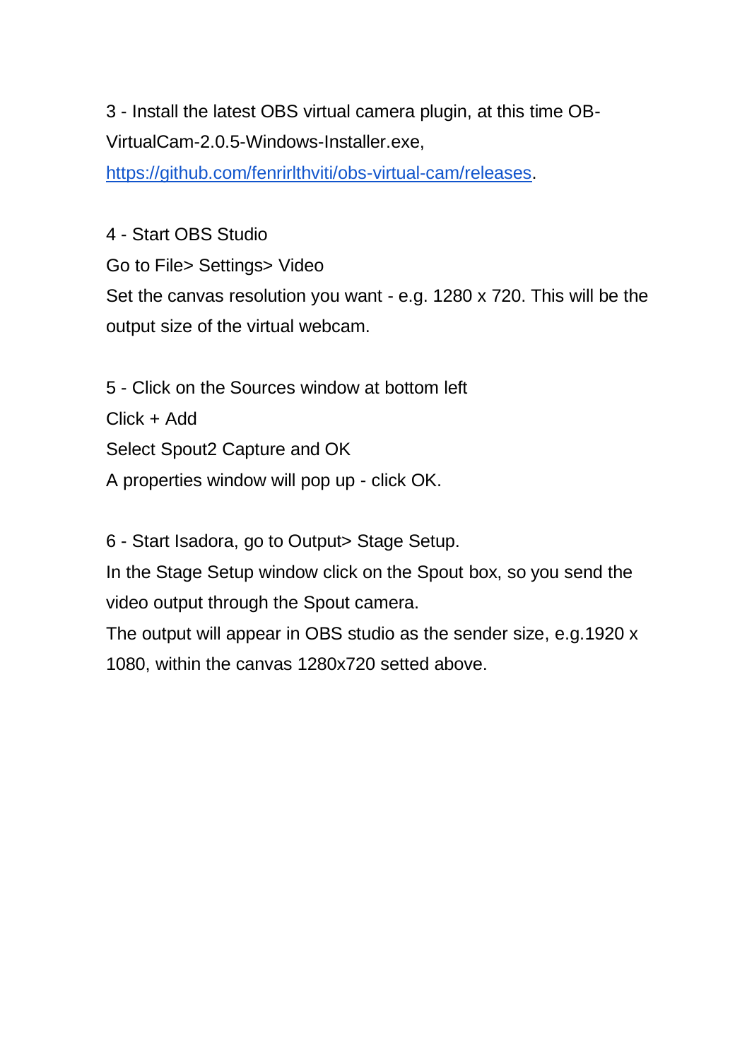3 - Install the latest OBS virtual camera plugin, at this time OB-VirtualCam-2.0.5-Windows-Installer.exe, https://github.com/fenrirlthviti/obs-virtual-cam/releases.

4 - Start OBS Studio  
Go to File> Settings> Video  
Set the canvas resolution you want - e.g. 1280 x 720. This will be the output size of the virtual webcam.

5 - Click on the Sources window at bottom left  
Click + Add  
Select Spout2 Capture and OK  
A properties window will pop up - click OK.

6 - Start Isadora, go to Output> Stage Setup.  
In the Stage Setup window click on the Spout box, so you send the video output through the Spout camera.  
The output will appear in OBS studio as the sender size, e.g.1920 x 1080, within the canvas 1280x720 setted above.